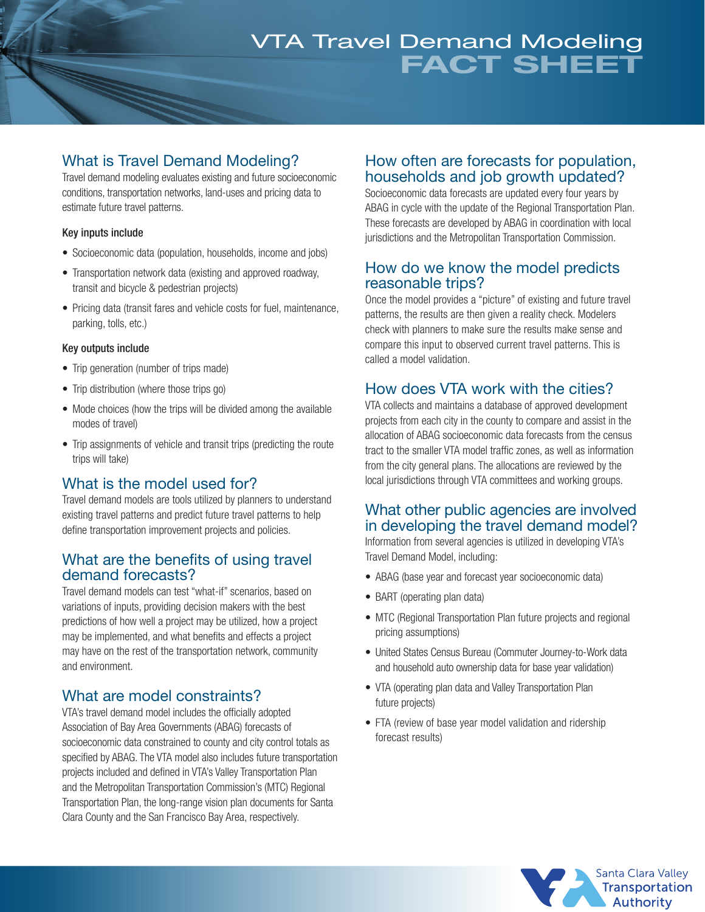# VTA Travel Demand Modeling FACT SHEET

## What is Travel Demand Modeling?

Travel demand modeling evaluates existing and future socioeconomic conditions, transportation networks, land-uses and pricing data to estimate future travel patterns.

### Key inputs include

- Socioeconomic data (population, households, income and jobs)
- Transportation network data (existing and approved roadway, transit and bicycle & pedestrian projects)
- Pricing data (transit fares and vehicle costs for fuel, maintenance, parking, tolls, etc.)

### Key outputs include

- Trip generation (number of trips made)
- Trip distribution (where those trips go)
- Mode choices (how the trips will be divided among the available modes of travel)
- Trip assignments of vehicle and transit trips (predicting the route trips will take)

## What is the model used for?

Travel demand models are tools utilized by planners to understand existing travel patterns and predict future travel patterns to help define transportation improvement projects and policies.

## What are the benefits of using travel demand forecasts?

Travel demand models can test "what-if" scenarios, based on variations of inputs, providing decision makers with the best predictions of how well a project may be utilized, how a project may be implemented, and what benefits and effects a project may have on the rest of the transportation network, community and environment.

## What are model constraints?

VTA's travel demand model includes the officially adopted Association of Bay Area Governments (ABAG) forecasts of socioeconomic data constrained to county and city control totals as specified by ABAG. The VTA model also includes future transportation projects included and defined in VTA's Valley Transportation Plan and the Metropolitan Transportation Commission's (MTC) Regional Transportation Plan, the long-range vision plan documents for Santa Clara County and the San Francisco Bay Area, respectively.

## How often are forecasts for population, households and job growth updated?

Socioeconomic data forecasts are updated every four years by ABAG in cycle with the update of the Regional Transportation Plan. These forecasts are developed by ABAG in coordination with local jurisdictions and the Metropolitan Transportation Commission.

## How do we know the model predicts reasonable trips?

Once the model provides a "picture" of existing and future travel patterns, the results are then given a reality check. Modelers check with planners to make sure the results make sense and compare this input to observed current travel patterns. This is called a model validation.

## How does VTA work with the cities?

VTA collects and maintains a database of approved development projects from each city in the county to compare and assist in the allocation of ABAG socioeconomic data forecasts from the census tract to the smaller VTA model traffic zones, as well as information from the city general plans. The allocations are reviewed by the local jurisdictions through VTA committees and working groups.

## What other public agencies are involved in developing the travel demand model?

Information from several agencies is utilized in developing VTA's Travel Demand Model, including:

- ABAG (base year and forecast year socioeconomic data)
- BART (operating plan data)
- MTC (Regional Transportation Plan future projects and regional pricing assumptions)
- United States Census Bureau (Commuter Journey-to-Work data and household auto ownership data for base year validation)
- VTA (operating plan data and Valley Transportation Plan future projects)
- FTA (review of base year model validation and ridership forecast results)

Santa Clara Valley Transportation Authority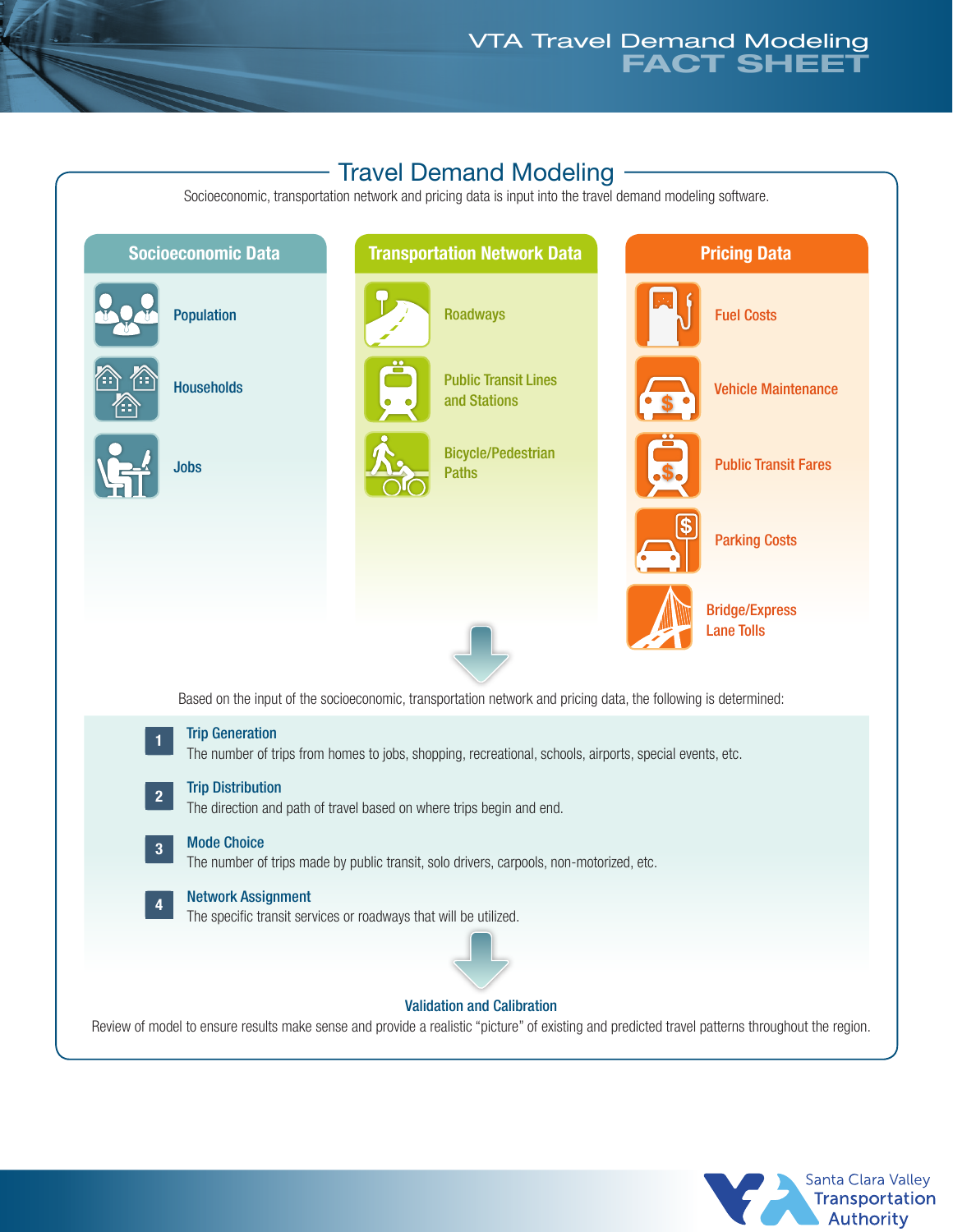# VTA Travel Demand Modeling FACT SHEET

## Travel Demand Modeling

Socioeconomic, transportation network and pricing data is input into the travel demand modeling software.

### Socioeconomic Data

- Population
- Households
- Jobs

### Transportation Network Data

- Roadways
- Public Transit Lines and Stations
- Bicycle/Pedestrian Paths

### Pricing Data

- Fuel Costs
- Vehicle Maintenance
- Public Transit Fares
- Parking Costs
- Bridge/Express Lane Tolls

Based on the input of the socioeconomic, transportation network and pricing data, the following is determined:

1. **Trip Generation**
   The number of trips from homes to jobs, shopping, recreational, schools, airports, special events, etc.
2. **Trip Distribution**
   The direction and path of travel based on where trips begin and end.
3. **Mode Choice**
   The number of trips made by public transit, solo drivers, carpools, non-motorized, etc.
4. **Network Assignment**
   The specific transit services or roadways that will be utilized.

**Validation and Calibration**

Review of model to ensure results make sense and provide a realistic "picture" of existing and predicted travel patterns throughout the region.

Santa Clara Valley Transportation Authority